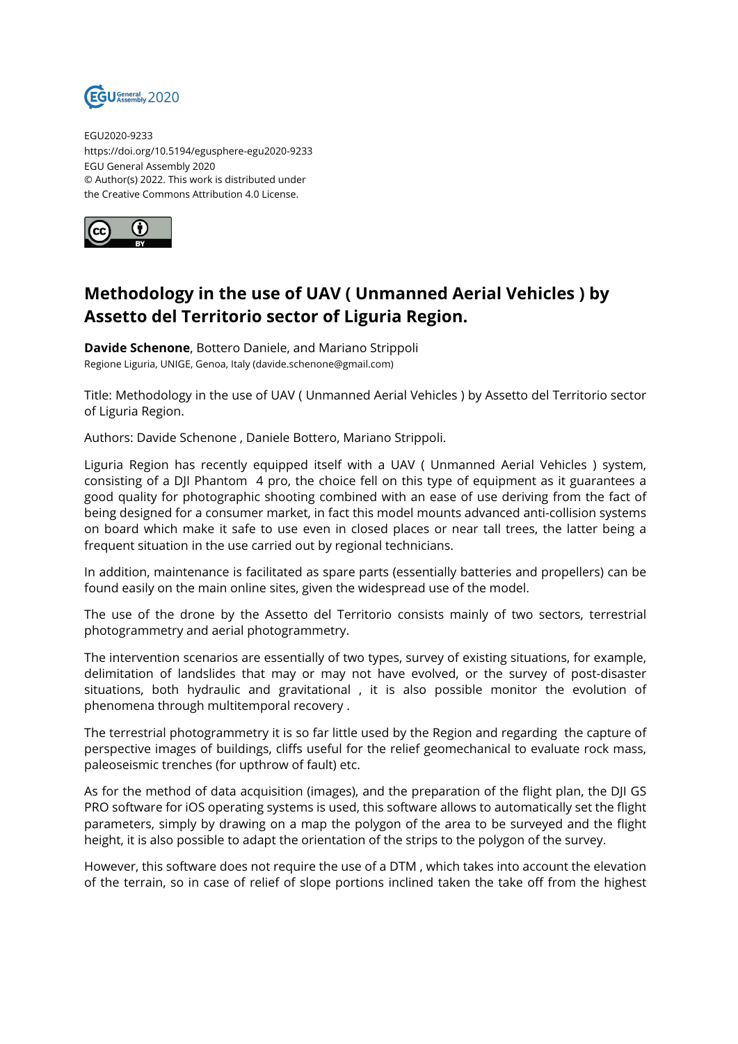EGU2020-9233
https://doi.org/10.5194/egusphere-egu2020-9233
EGU General Assembly 2020
© Author(s) 2022. This work is distributed under
the Creative Commons Attribution 4.0 License.

# Methodology in the use of UAV ( Unmanned Aerial Vehicles ) by Assetto del Territorio sector of Liguria Region.

**Davide Schenone**, Bottero Daniele, and Mariano Strippoli
Regione Liguria, UNIGE, Genoa, Italy (davide.schenone@gmail.com)

Title: Methodology in the use of UAV ( Unmanned Aerial Vehicles ) by Assetto del Territorio sector of Liguria Region.

Authors: Davide Schenone , Daniele Bottero, Mariano Strippoli.

Liguria Region has recently equipped itself with a UAV ( Unmanned Aerial Vehicles ) system, consisting of a DJI Phantom 4 pro, the choice fell on this type of equipment as it guarantees a good quality for photographic shooting combined with an ease of use deriving from the fact of being designed for a consumer market, in fact this model mounts advanced anti-collision systems on board which make it safe to use even in closed places or near tall trees, the latter being a frequent situation in the use carried out by regional technicians.

In addition, maintenance is facilitated as spare parts (essentially batteries and propellers) can be found easily on the main online sites, given the widespread use of the model.

The use of the drone by the Assetto del Territorio consists mainly of two sectors, terrestrial photogrammetry and aerial photogrammetry.

The intervention scenarios are essentially of two types, survey of existing situations, for example, delimitation of landslides that may or may not have evolved, or the survey of post-disaster situations, both hydraulic and gravitational , it is also possible monitor the evolution of phenomena through multitemporal recovery .

The terrestrial photogrammetry it is so far little used by the Region and regarding the capture of perspective images of buildings, cliffs useful for the relief geomechanical to evaluate rock mass, paleoseismic trenches (for upthrow of fault) etc.

As for the method of data acquisition (images), and the preparation of the flight plan, the DJI GS PRO software for iOS operating systems is used, this software allows to automatically set the flight parameters, simply by drawing on a map the polygon of the area to be surveyed and the flight height, it is also possible to adapt the orientation of the strips to the polygon of the survey.

However, this software does not require the use of a DTM , which takes into account the elevation of the terrain, so in case of relief of slope portions inclined taken the take off from the highest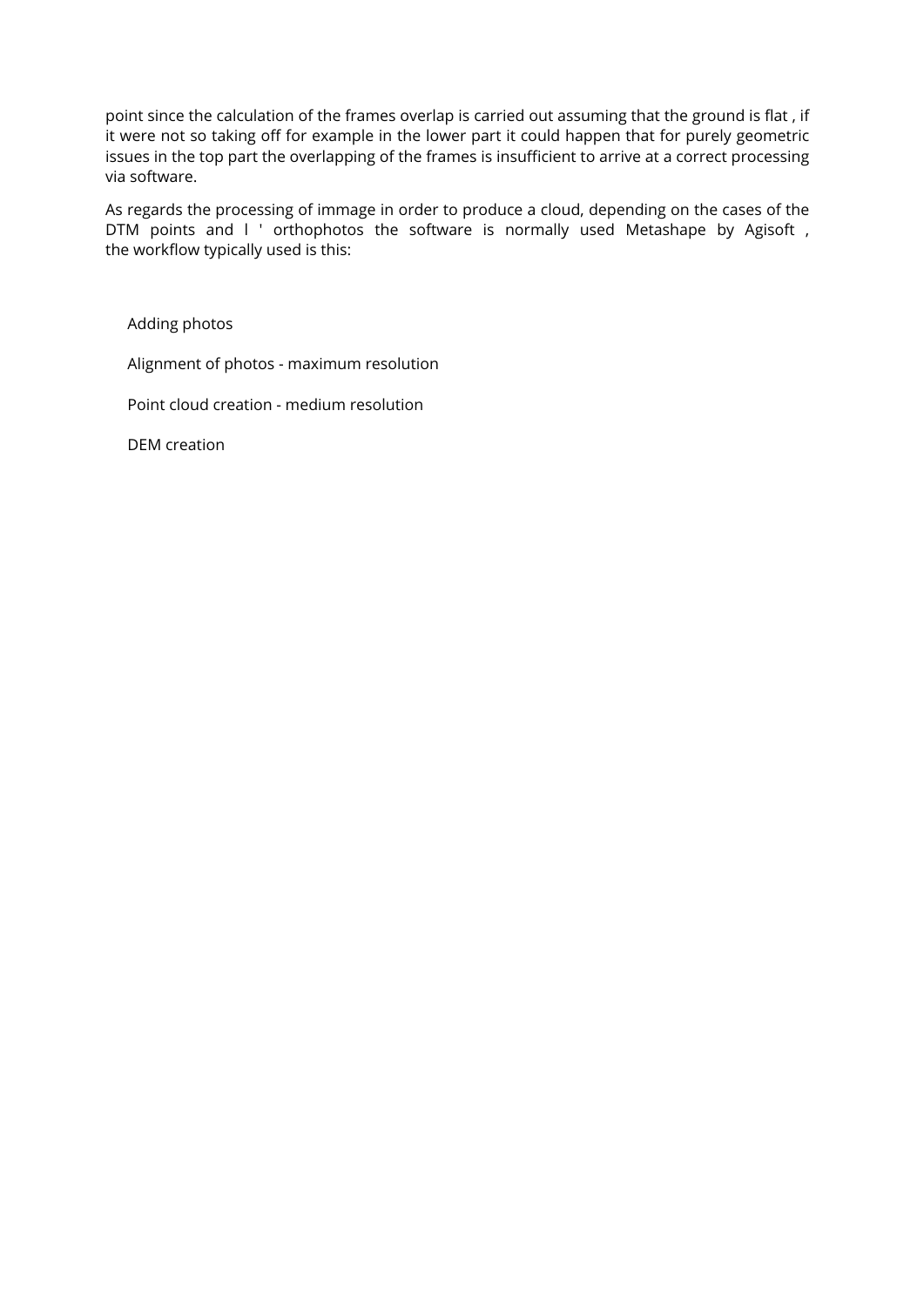point since the calculation of the frames overlap is carried out assuming that the ground is flat , if it were not so taking off for example in the lower part it could happen that for purely geometric issues in the top part the overlapping of the frames is insufficient to arrive at a correct processing via software.

As regards the processing of immage in order to produce a cloud, depending on the cases of the DTM points and l ' orthophotos the software is normally used Metashape by Agisoft , the workflow typically used is this:

Adding photos

Alignment of photos - maximum resolution

Point cloud creation - medium resolution

DEM creation